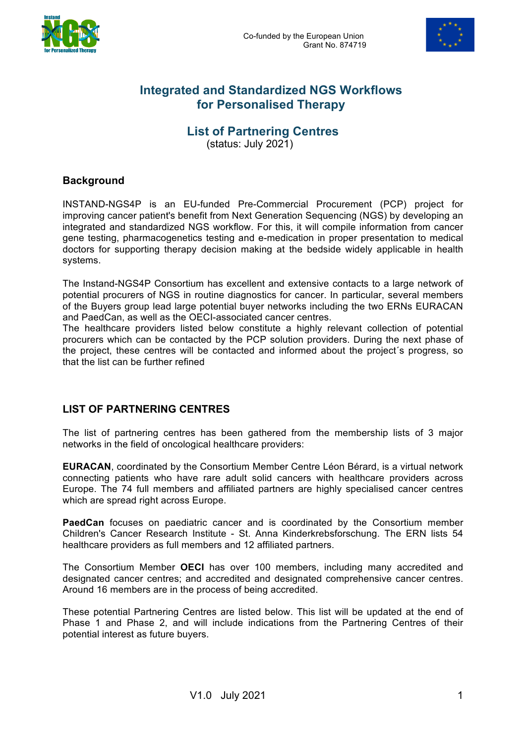Co-funded by the European Union
Grant No. 874719

# Integrated and Standardized NGS Workflows for Personalised Therapy

## List of Partnering Centres

(status: July 2021)

### Background

INSTAND-NGS4P is an EU-funded Pre-Commercial Procurement (PCP) project for improving cancer patient's benefit from Next Generation Sequencing (NGS) by developing an integrated and standardized NGS workflow. For this, it will compile information from cancer gene testing, pharmacogenetics testing and e-medication in proper presentation to medical doctors for supporting therapy decision making at the bedside widely applicable in health systems.

The Instand-NGS4P Consortium has excellent and extensive contacts to a large network of potential procurers of NGS in routine diagnostics for cancer. In particular, several members of the Buyers group lead large potential buyer networks including the two ERNs EURACAN and PaedCan, as well as the OECI-associated cancer centres.
The healthcare providers listed below constitute a highly relevant collection of potential procurers which can be contacted by the PCP solution providers. During the next phase of the project, these centres will be contacted and informed about the project´s progress, so that the list can be further refined

### LIST OF PARTNERING CENTRES

The list of partnering centres has been gathered from the membership lists of 3 major networks in the field of oncological healthcare providers:

**EURACAN**, coordinated by the Consortium Member Centre Léon Bérard, is a virtual network connecting patients who have rare adult solid cancers with healthcare providers across Europe. The 74 full members and affiliated partners are highly specialised cancer centres which are spread right across Europe.

**PaedCan** focuses on paediatric cancer and is coordinated by the Consortium member Children's Cancer Research Institute - St. Anna Kinderkrebsforschung. The ERN lists 54 healthcare providers as full members and 12 affiliated partners.

The Consortium Member **OECI** has over 100 members, including many accredited and designated cancer centres; and accredited and designated comprehensive cancer centres. Around 16 members are in the process of being accredited.

These potential Partnering Centres are listed below. This list will be updated at the end of Phase 1 and Phase 2, and will include indications from the Partnering Centres of their potential interest as future buyers.

V1.0 July 2021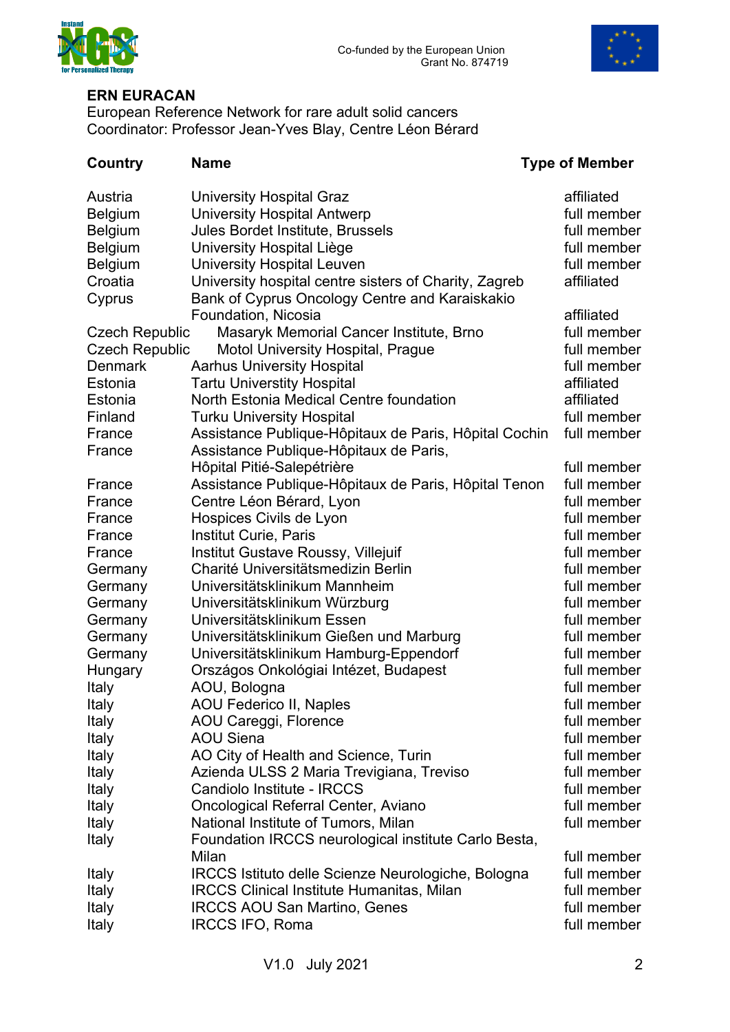**ERN EURACAN**
European Reference Network for rare adult solid cancers
Coordinator: Professor Jean-Yves Blay, Centre Léon Bérard

| Country | Name | Type of Member |
|---|---|---|
| Austria | University Hospital Graz | affiliated |
| Belgium | University Hospital Antwerp | full member |
| Belgium | Jules Bordet Institute, Brussels | full member |
| Belgium | University Hospital Liège | full member |
| Belgium | University Hospital Leuven | full member |
| Croatia | University hospital centre sisters of Charity, Zagreb | affiliated |
| Cyprus | Bank of Cyprus Oncology Centre and Karaiskakio Foundation, Nicosia | affiliated |
| Czech Republic | Masaryk Memorial Cancer Institute, Brno | full member |
| Czech Republic | Motol University Hospital, Prague | full member |
| Denmark | Aarhus University Hospital | full member |
| Estonia | Tartu Universtity Hospital | affiliated |
| Estonia | North Estonia Medical Centre foundation | affiliated |
| Finland | Turku University Hospital | full member |
| France | Assistance Publique-Hôpitaux de Paris, Hôpital Cochin | full member |
| France | Assistance Publique-Hôpitaux de Paris, Hôpital Pitié-Salepétrière | full member |
| France | Assistance Publique-Hôpitaux de Paris, Hôpital Tenon | full member |
| France | Centre Léon Bérard, Lyon | full member |
| France | Hospices Civils de Lyon | full member |
| France | Institut Curie, Paris | full member |
| France | Institut Gustave Roussy, Villejuif | full member |
| Germany | Charité Universitätsmedizin Berlin | full member |
| Germany | Universitätsklinikum Mannheim | full member |
| Germany | Universitätsklinikum Würzburg | full member |
| Germany | Universitätsklinikum Essen | full member |
| Germany | Universitätsklinikum Gießen und Marburg | full member |
| Germany | Universitätsklinikum Hamburg-Eppendorf | full member |
| Hungary | Országos Onkológiai Intézet, Budapest | full member |
| Italy | AOU, Bologna | full member |
| Italy | AOU Federico II, Naples | full member |
| Italy | AOU Careggi, Florence | full member |
| Italy | AOU Siena | full member |
| Italy | AO City of Health and Science, Turin | full member |
| Italy | Azienda ULSS 2 Maria Trevigiana, Treviso | full member |
| Italy | Candiolo Institute - IRCCS | full member |
| Italy | Oncological Referral Center, Aviano | full member |
| Italy | National Institute of Tumors, Milan | full member |
| Italy | Foundation IRCCS neurological institute Carlo Besta, Milan | full member |
| Italy | IRCCS Istituto delle Scienze Neurologiche, Bologna | full member |
| Italy | IRCCS Clinical Institute Humanitas, Milan | full member |
| Italy | IRCCS AOU San Martino, Genes | full member |
| Italy | IRCCS IFO, Roma | full member |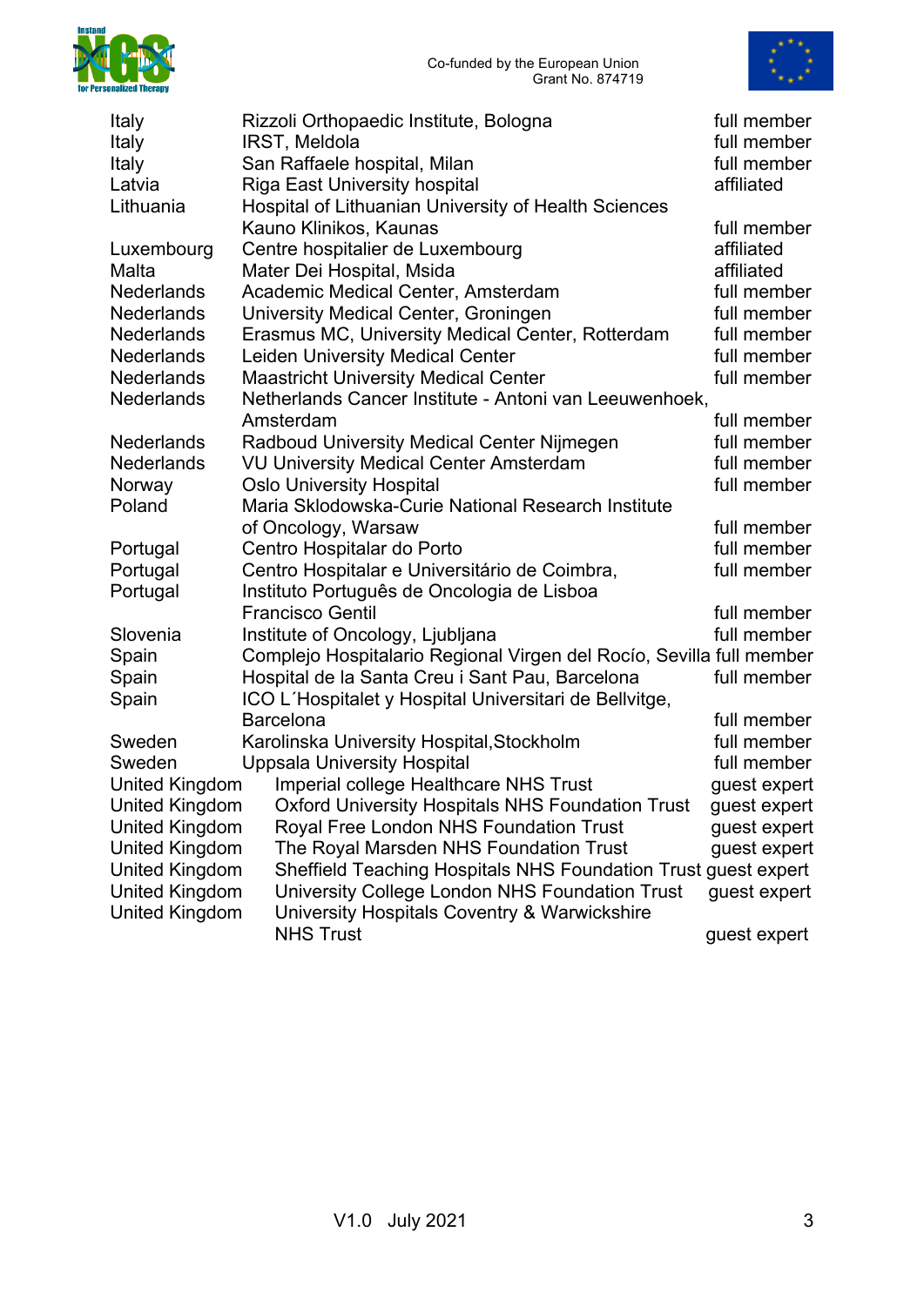| | | |
|---|---|---|
| Italy | Rizzoli Orthopaedic Institute, Bologna | full member |
| Italy | IRST, Meldola | full member |
| Italy | San Raffaele hospital, Milan | full member |
| Latvia | Riga East University hospital | affiliated |
| Lithuania | Hospital of Lithuanian University of Health Sciences Kauno Klinikos, Kaunas | full member |
| Luxembourg | Centre hospitalier de Luxembourg | affiliated |
| Malta | Mater Dei Hospital, Msida | affiliated |
| Nederlands | Academic Medical Center, Amsterdam | full member |
| Nederlands | University Medical Center, Groningen | full member |
| Nederlands | Erasmus MC, University Medical Center, Rotterdam | full member |
| Nederlands | Leiden University Medical Center | full member |
| Nederlands | Maastricht University Medical Center | full member |
| Nederlands | Netherlands Cancer Institute - Antoni van Leeuwenhoek, Amsterdam | full member |
| Nederlands | Radboud University Medical Center Nijmegen | full member |
| Nederlands | VU University Medical Center Amsterdam | full member |
| Norway | Oslo University Hospital | full member |
| Poland | Maria Sklodowska-Curie National Research Institute of Oncology, Warsaw | full member |
| Portugal | Centro Hospitalar do Porto | full member |
| Portugal | Centro Hospitalar e Universitário de Coimbra, | full member |
| Portugal | Instituto Português de Oncologia de Lisboa Francisco Gentil | full member |
| Slovenia | Institute of Oncology, Ljubljana | full member |
| Spain | Complejo Hospitalario Regional Virgen del Rocío, Sevilla | full member |
| Spain | Hospital de la Santa Creu i Sant Pau, Barcelona | full member |
| Spain | ICO L´Hospitalet y Hospital Universitari de Bellvitge, Barcelona | full member |
| Sweden | Karolinska University Hospital,Stockholm | full member |
| Sweden | Uppsala University Hospital | full member |
| United Kingdom | Imperial college Healthcare NHS Trust | guest expert |
| United Kingdom | Oxford University Hospitals NHS Foundation Trust | guest expert |
| United Kingdom | Royal Free London NHS Foundation Trust | guest expert |
| United Kingdom | The Royal Marsden NHS Foundation Trust | guest expert |
| United Kingdom | Sheffield Teaching Hospitals NHS Foundation Trust | guest expert |
| United Kingdom | University College London NHS Foundation Trust | guest expert |
| United Kingdom | University Hospitals Coventry & Warwickshire NHS Trust | guest expert |

V1.0 July 2021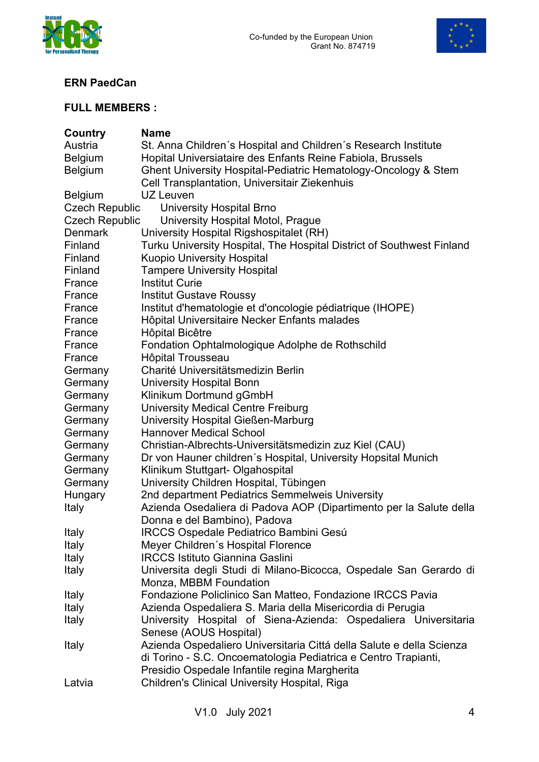**ERN PaedCan**

**FULL MEMBERS :**

| Country | Name |
|---|---|
| Austria | St. Anna Children´s Hospital and Children´s Research Institute |
| Belgium | Hopital Universiataire des Enfants Reine Fabiola, Brussels |
| Belgium | Ghent University Hospital-Pediatric Hematology-Oncology & Stem Cell Transplantation, Universitair Ziekenhuis |
| Belgium | UZ Leuven |
| Czech Republic | University Hospital Brno |
| Czech Republic | University Hospital Motol, Prague |
| Denmark | University Hospital Rigshospitalet (RH) |
| Finland | Turku University Hospital, The Hospital District of Southwest Finland |
| Finland | Kuopio University Hospital |
| Finland | Tampere University Hospital |
| France | Institut Curie |
| France | Institut Gustave Roussy |
| France | Institut d'hematologie et d'oncologie pédiatrique (IHOPE) |
| France | Hôpital Universitaire Necker Enfants malades |
| France | Hôpital Bicêtre |
| France | Fondation Ophtalmologique Adolphe de Rothschild |
| France | Hôpital Trousseau |
| Germany | Charité Universitätsmedizin Berlin |
| Germany | University Hospital Bonn |
| Germany | Klinikum Dortmund gGmbH |
| Germany | University Medical Centre Freiburg |
| Germany | University Hospital Gießen-Marburg |
| Germany | Hannover Medical School |
| Germany | Christian-Albrechts-Universitätsmedizin zuz Kiel (CAU) |
| Germany | Dr von Hauner children´s Hospital, University Hopsital Munich |
| Germany | Klinikum Stuttgart- Olgahospital |
| Germany | University Children Hospital, Tübingen |
| Hungary | 2nd department Pediatrics Semmelweis University |
| Italy | Azienda Osedaliera di Padova AOP (Dipartimento per la Salute della Donna e del Bambino), Padova |
| Italy | IRCCS Ospedale Pediatrico Bambini Gesú |
| Italy | Meyer Children´s Hospital Florence |
| Italy | IRCCS Istituto Giannina Gaslini |
| Italy | Universita degli Studi di Milano-Bicocca, Ospedale San Gerardo di Monza, MBBM Foundation |
| Italy | Fondazione Policlinico San Matteo, Fondazione IRCCS Pavia |
| Italy | Azienda Ospedaliera S. Maria della Misericordia di Perugia |
| Italy | University Hospital of Siena-Azienda: Ospedaliera Universitaria Senese (AOUS Hospital) |
| Italy | Azienda Ospedaliero Universitaria Cittá della Salute e della Scienza di Torino - S.C. Oncoematologia Pediatrica e Centro Trapianti, Presidio Ospedale Infantile regina Margherita |
| Latvia | Children's Clinical University Hospital, Riga |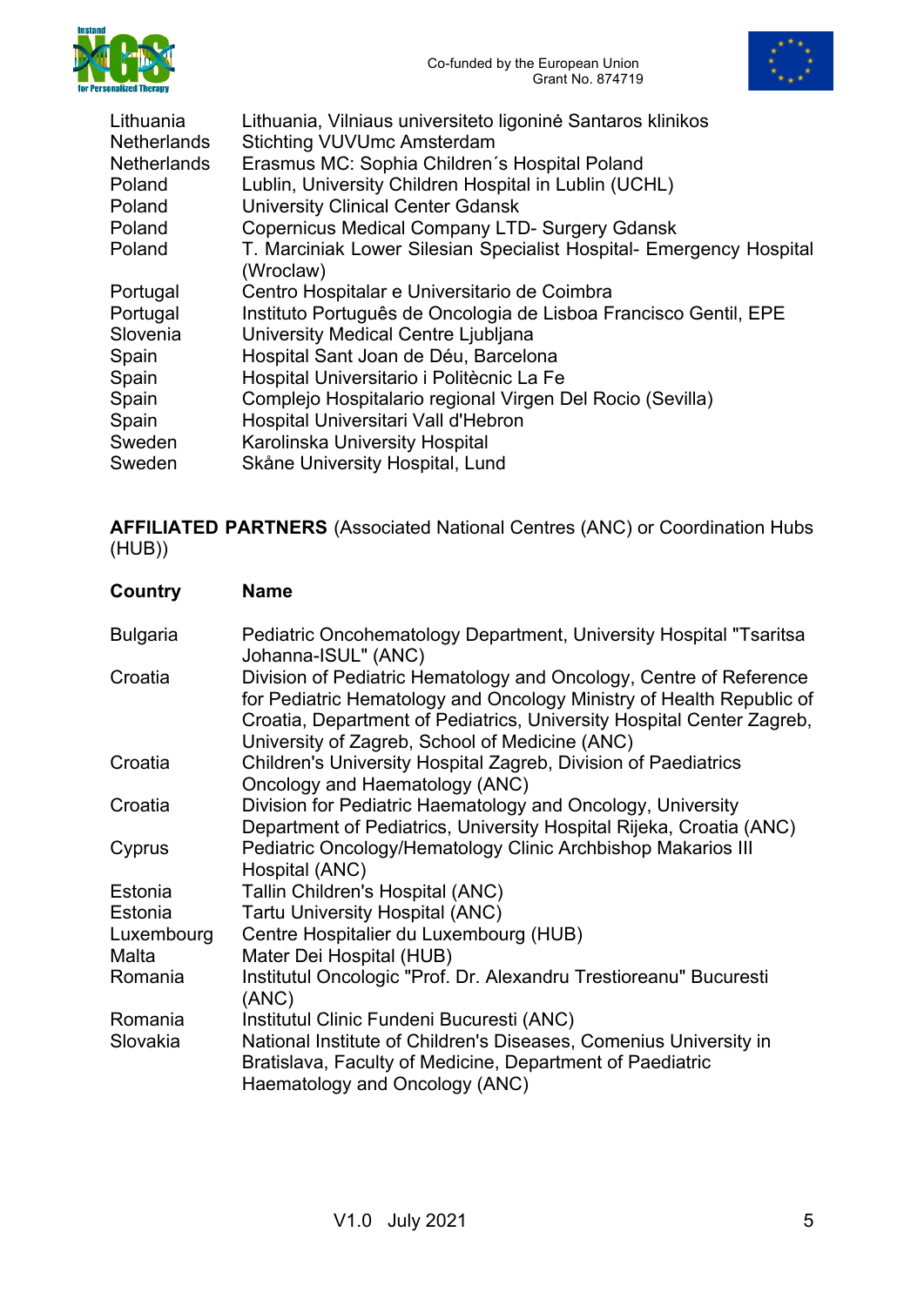| | |
|---|---|
| Lithuania | Lithuania, Vilniaus universiteto ligoninė Santaros klinikos |
| Netherlands | Stichting VUVUmc Amsterdam |
| Netherlands | Erasmus MC: Sophia Children´s Hospital Poland |
| Poland | Lublin, University Children Hospital in Lublin (UCHL) |
| Poland | University Clinical Center Gdansk |
| Poland | Copernicus Medical Company LTD- Surgery Gdansk |
| Poland | T. Marciniak Lower Silesian Specialist Hospital- Emergency Hospital (Wroclaw) |
| Portugal | Centro Hospitalar e Universitario de Coimbra |
| Portugal | Instituto Português de Oncologia de Lisboa Francisco Gentil, EPE |
| Slovenia | University Medical Centre Ljubljana |
| Spain | Hospital Sant Joan de Déu, Barcelona |
| Spain | Hospital Universitario i Politècnic La Fe |
| Spain | Complejo Hospitalario regional Virgen Del Rocio (Sevilla) |
| Spain | Hospital Universitari Vall d'Hebron |
| Sweden | Karolinska University Hospital |
| Sweden | Skåne University Hospital, Lund |

**AFFILIATED PARTNERS** (Associated National Centres (ANC) or Coordination Hubs (HUB))

| Country | Name |
|---|---|
| Bulgaria | Pediatric Oncohematology Department, University Hospital "Tsaritsa Johanna-ISUL" (ANC) |
| Croatia | Division of Pediatric Hematology and Oncology, Centre of Reference for Pediatric Hematology and Oncology Ministry of Health Republic of Croatia, Department of Pediatrics, University Hospital Center Zagreb, University of Zagreb, School of Medicine (ANC) |
| Croatia | Children's University Hospital Zagreb, Division of Paediatrics Oncology and Haematology (ANC) |
| Croatia | Division for Pediatric Haematology and Oncology, University Department of Pediatrics, University Hospital Rijeka, Croatia (ANC) |
| Cyprus | Pediatric Oncology/Hematology Clinic Archbishop Makarios III Hospital (ANC) |
| Estonia | Tallin Children's Hospital (ANC) |
| Estonia | Tartu University Hospital (ANC) |
| Luxembourg | Centre Hospitalier du Luxembourg (HUB) |
| Malta | Mater Dei Hospital (HUB) |
| Romania | Institutul Oncologic "Prof. Dr. Alexandru Trestioreanu" Bucuresti (ANC) |
| Romania | Institutul Clinic Fundeni Bucuresti (ANC) |
| Slovakia | National Institute of Children's Diseases, Comenius University in Bratislava, Faculty of Medicine, Department of Paediatric Haematology and Oncology (ANC) |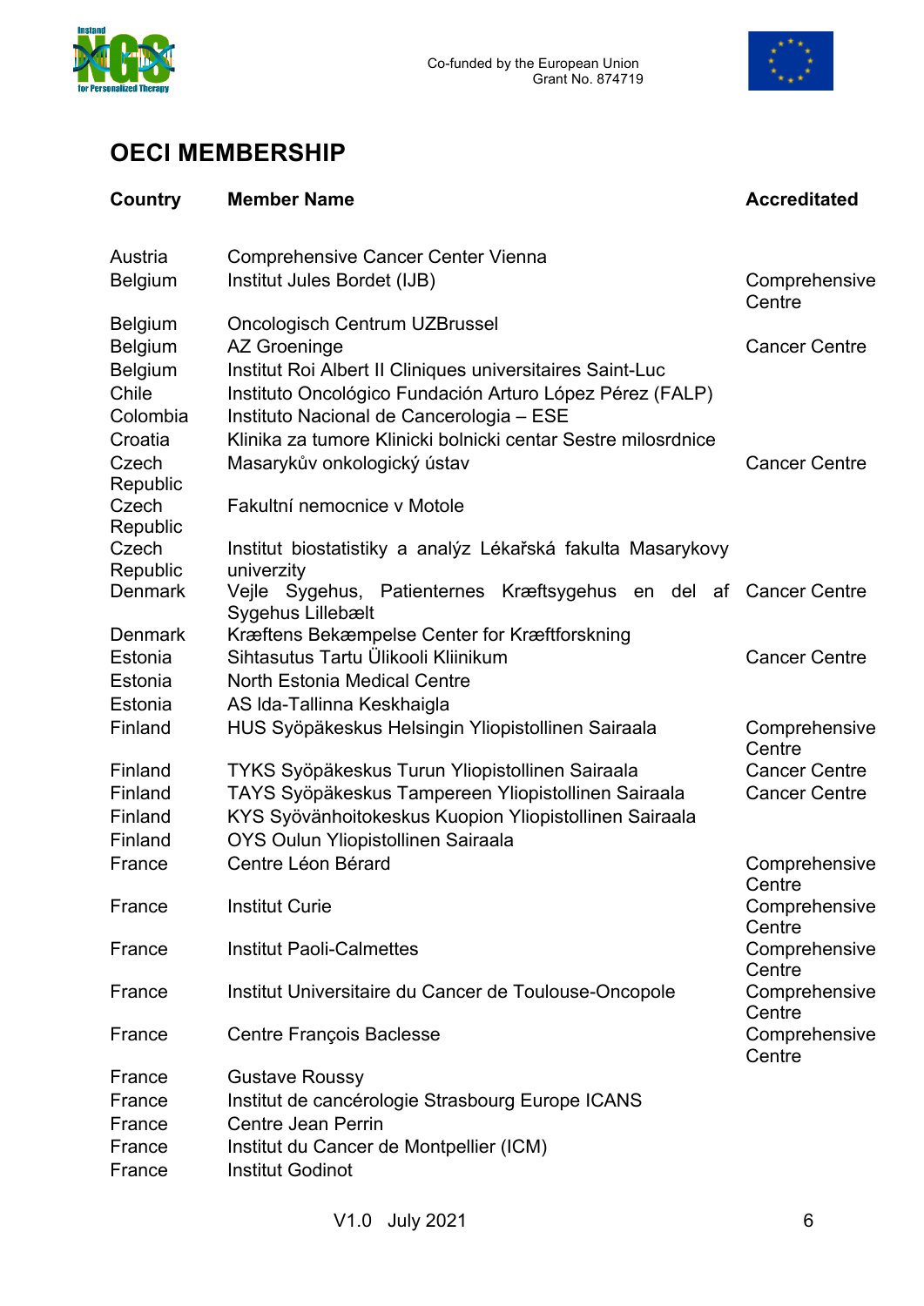## OECI MEMBERSHIP

| Country | Member Name | Accreditated |
|---|---|---|
| Austria | Comprehensive Cancer Center Vienna | |
| Belgium | Institut Jules Bordet (IJB) | Comprehensive Centre |
| Belgium | Oncologisch Centrum UZBrussel | |
| Belgium | AZ Groeninge | Cancer Centre |
| Belgium | Institut Roi Albert II Cliniques universitaires Saint-Luc | |
| Chile | Instituto Oncológico Fundación Arturo López Pérez (FALP) | |
| Colombia | Instituto Nacional de Cancerologia – ESE | |
| Croatia | Klinika za tumore Klinicki bolnicki centar Sestre milosrdnice | |
| Czech Republic | Masarykův onkologický ústav | Cancer Centre |
| Czech Republic | Fakultní nemocnice v Motole | |
| Czech Republic | Institut biostatistiky a analýz Lékařská fakulta Masarykovy univerzity | |
| Denmark | Vejle Sygehus, Patienternes Kræftsygehus en del af Sygehus Lillebælt | Cancer Centre |
| Denmark | Kræftens Bekæmpelse Center for Kræftforskning | |
| Estonia | Sihtasutus Tartu Ülikooli Kliinikum | Cancer Centre |
| Estonia | North Estonia Medical Centre | |
| Estonia | AS Ida-Tallinna Keskhaigla | |
| Finland | HUS Syöpäkeskus Helsingin Yliopistollinen Sairaala | Comprehensive Centre |
| Finland | TYKS Syöpäkeskus Turun Yliopistollinen Sairaala | Cancer Centre |
| Finland | TAYS Syöpäkeskus Tampereen Yliopistollinen Sairaala | Cancer Centre |
| Finland | KYS Syövänhoitokeskus Kuopion Yliopistollinen Sairaala | |
| Finland | OYS Oulun Yliopistollinen Sairaala | |
| France | Centre Léon Bérard | Comprehensive Centre |
| France | Institut Curie | Comprehensive Centre |
| France | Institut Paoli-Calmettes | Comprehensive Centre |
| France | Institut Universitaire du Cancer de Toulouse-Oncopole | Comprehensive Centre |
| France | Centre François Baclesse | Comprehensive Centre |
| France | Gustave Roussy | |
| France | Institut de cancérologie Strasbourg Europe ICANS | |
| France | Centre Jean Perrin | |
| France | Institut du Cancer de Montpellier (ICM) | |
| France | Institut Godinot | |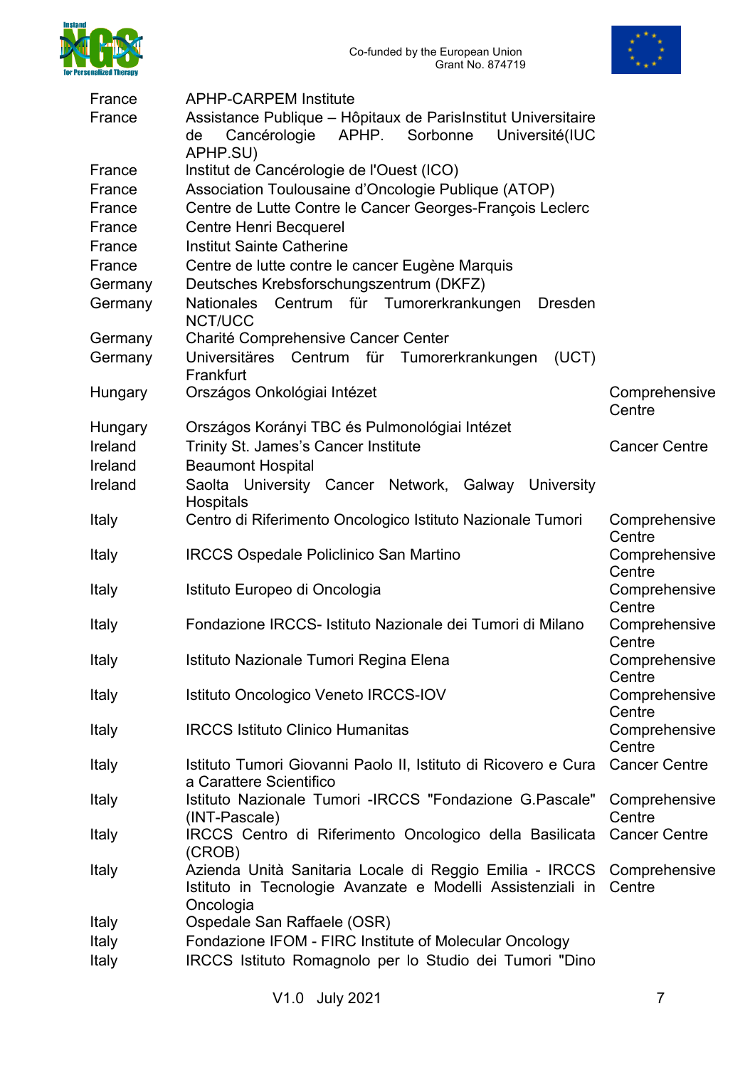| | | |
|---|---|---|
| France | APHP-CARPEM Institute | |
| France | Assistance Publique – Hôpitaux de ParisInstitut Universitaire de Cancérologie APHP. Sorbonne Université(IUC APHP.SU) | |
| France | Institut de Cancérologie de l'Ouest (ICO) | |
| France | Association Toulousaine d'Oncologie Publique (ATOP) | |
| France | Centre de Lutte Contre le Cancer Georges-François Leclerc | |
| France | Centre Henri Becquerel | |
| France | Institut Sainte Catherine | |
| France | Centre de lutte contre le cancer Eugène Marquis | |
| Germany | Deutsches Krebsforschungszentrum (DKFZ) | |
| Germany | Nationales Centrum für Tumorerkrankungen Dresden NCT/UCC | |
| Germany | Charité Comprehensive Cancer Center | |
| Germany | Universitäres Centrum für Tumorerkrankungen (UCT) Frankfurt | |
| Hungary | Országos Onkológiai Intézet | Comprehensive Centre |
| Hungary | Országos Korányi TBC és Pulmonológiai Intézet | |
| Ireland | Trinity St. James's Cancer Institute | Cancer Centre |
| Ireland | Beaumont Hospital | |
| Ireland | Saolta University Cancer Network, Galway University Hospitals | |
| Italy | Centro di Riferimento Oncologico Istituto Nazionale Tumori | Comprehensive Centre |
| Italy | IRCCS Ospedale Policlinico San Martino | Comprehensive Centre |
| Italy | Istituto Europeo di Oncologia | Comprehensive Centre |
| Italy | Fondazione IRCCS- Istituto Nazionale dei Tumori di Milano | Comprehensive Centre |
| Italy | Istituto Nazionale Tumori Regina Elena | Comprehensive Centre |
| Italy | Istituto Oncologico Veneto IRCCS-IOV | Comprehensive Centre |
| Italy | IRCCS Istituto Clinico Humanitas | Comprehensive Centre |
| Italy | Istituto Tumori Giovanni Paolo II, Istituto di Ricovero e Cura a Carattere Scientifico | Cancer Centre |
| Italy | Istituto Nazionale Tumori -IRCCS "Fondazione G.Pascale" (INT-Pascale) | Comprehensive Centre |
| Italy | IRCCS Centro di Riferimento Oncologico della Basilicata (CROB) | Cancer Centre |
| Italy | Azienda Unità Sanitaria Locale di Reggio Emilia - IRCCS Istituto in Tecnologie Avanzate e Modelli Assistenziali in Oncologia | Comprehensive Centre |
| Italy | Ospedale San Raffaele (OSR) | |
| Italy | Fondazione IFOM - FIRC Institute of Molecular Oncology | |
| Italy | IRCCS Istituto Romagnolo per lo Studio dei Tumori "Dino | |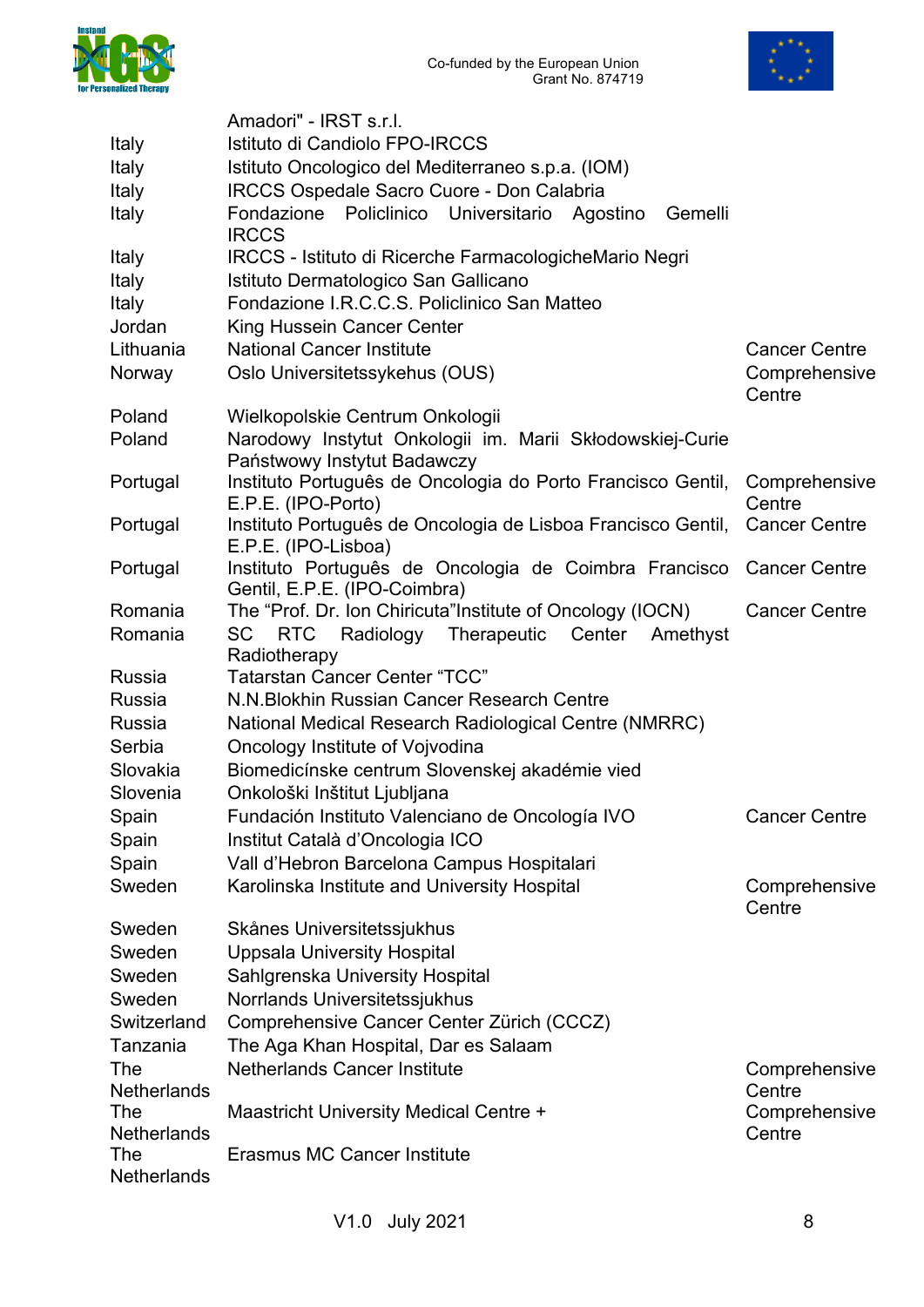| | | |
|---|---|---|
| | Amadori" - IRST s.r.l. | |
| Italy | Istituto di Candiolo FPO-IRCCS | |
| Italy | Istituto Oncologico del Mediterraneo s.p.a. (IOM) | |
| Italy | IRCCS Ospedale Sacro Cuore - Don Calabria | |
| Italy | Fondazione Policlinico Universitario Agostino Gemelli IRCCS | |
| Italy | IRCCS - Istituto di Ricerche FarmacologicheMario Negri | |
| Italy | Istituto Dermatologico San Gallicano | |
| Italy | Fondazione I.R.C.C.S. Policlinico San Matteo | |
| Jordan | King Hussein Cancer Center | |
| Lithuania | National Cancer Institute | Cancer Centre |
| Norway | Oslo Universitetssykehus (OUS) | Comprehensive Centre |
| Poland | Wielkopolskie Centrum Onkologii | |
| Poland | Narodowy Instytut Onkologii im. Marii Skłodowskiej-Curie Państwowy Instytut Badawczy | |
| Portugal | Instituto Português de Oncologia do Porto Francisco Gentil, E.P.E. (IPO-Porto) | Comprehensive Centre |
| Portugal | Instituto Português de Oncologia de Lisboa Francisco Gentil, E.P.E. (IPO-Lisboa) | Cancer Centre |
| Portugal | Instituto Português de Oncologia de Coimbra Francisco Gentil, E.P.E. (IPO-Coimbra) | Cancer Centre |
| Romania | The "Prof. Dr. Ion Chiricuta"Institute of Oncology (IOCN) | Cancer Centre |
| Romania | SC RTC Radiology Therapeutic Center Amethyst Radiotherapy | |
| Russia | Tatarstan Cancer Center "TCC" | |
| Russia | N.N.Blokhin Russian Cancer Research Centre | |
| Russia | National Medical Research Radiological Centre (NMRRC) | |
| Serbia | Oncology Institute of Vojvodina | |
| Slovakia | Biomedicínske centrum Slovenskej akadémie vied | |
| Slovenia | Onkološki Inštitut Ljubljana | |
| Spain | Fundación Instituto Valenciano de Oncología IVO | Cancer Centre |
| Spain | Institut Català d'Oncologia ICO | |
| Spain | Vall d'Hebron Barcelona Campus Hospitalari | |
| Sweden | Karolinska Institute and University Hospital | Comprehensive Centre |
| Sweden | Skånes Universitetssjukhus | |
| Sweden | Uppsala University Hospital | |
| Sweden | Sahlgrenska University Hospital | |
| Sweden | Norrlands Universitetssjukhus | |
| Switzerland | Comprehensive Cancer Center Zürich (CCCZ) | |
| Tanzania | The Aga Khan Hospital, Dar es Salaam | |
| The Netherlands | Netherlands Cancer Institute | Comprehensive Centre |
| The Netherlands | Maastricht University Medical Centre + | Comprehensive Centre |
| The Netherlands | Erasmus MC Cancer Institute | |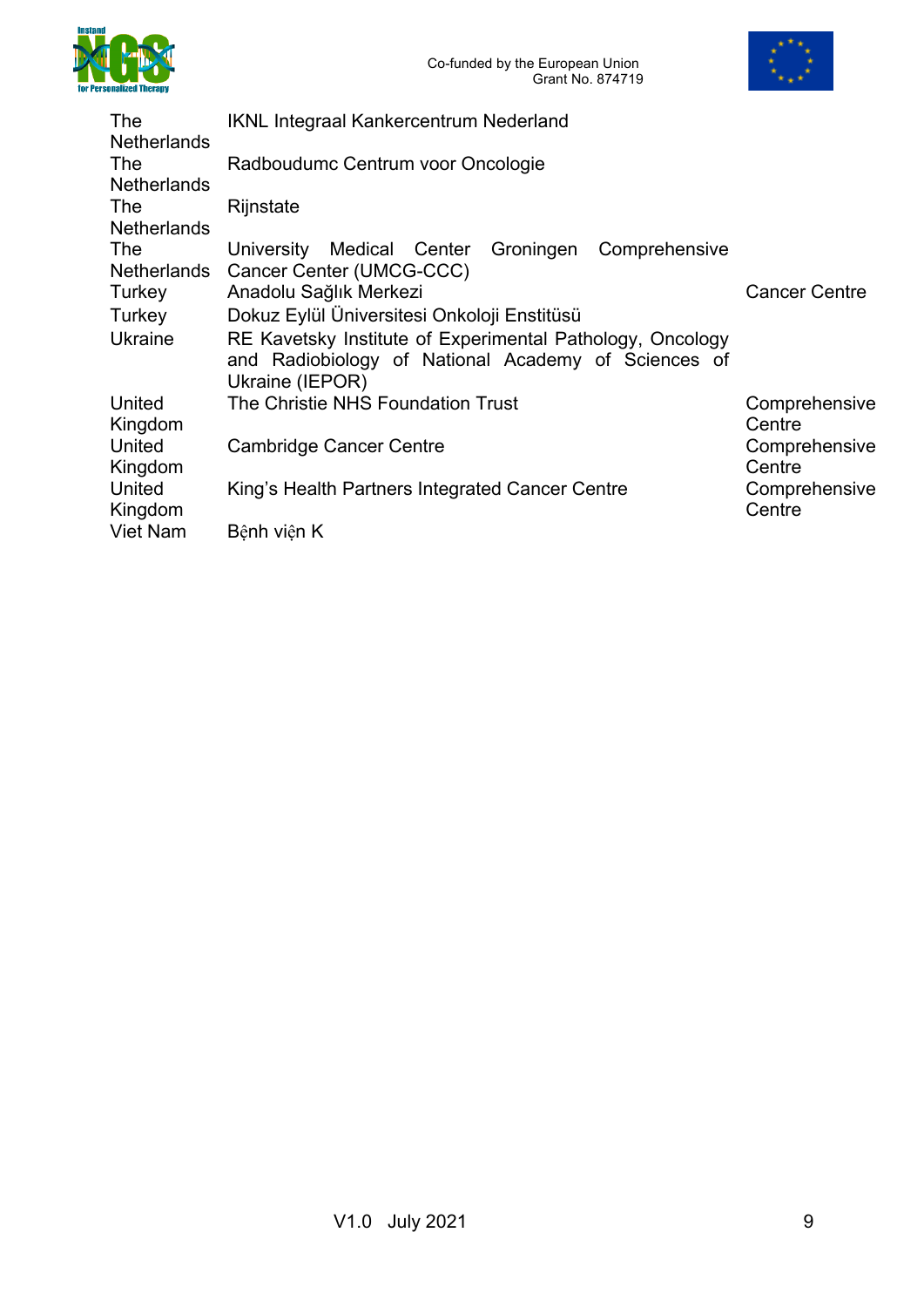| | | |
|---|---|---|
| The Netherlands | IKNL Integraal Kankercentrum Nederland | |
| The Netherlands | Radboudumc Centrum voor Oncologie | |
| The Netherlands | Rijnstate | |
| The Netherlands | University Medical Center Groningen Comprehensive Cancer Center (UMCG-CCC) | |
| Turkey | Anadolu Sağlık Merkezi | Cancer Centre |
| Turkey | Dokuz Eylül Üniversitesi Onkoloji Enstitüsü | |
| Ukraine | RE Kavetsky Institute of Experimental Pathology, Oncology and Radiobiology of National Academy of Sciences of Ukraine (IEPOR) | |
| United Kingdom | The Christie NHS Foundation Trust | Comprehensive Centre |
| United Kingdom | Cambridge Cancer Centre | Comprehensive Centre |
| United Kingdom | King's Health Partners Integrated Cancer Centre | Comprehensive Centre |
| Viet Nam | Bệnh viện K | |